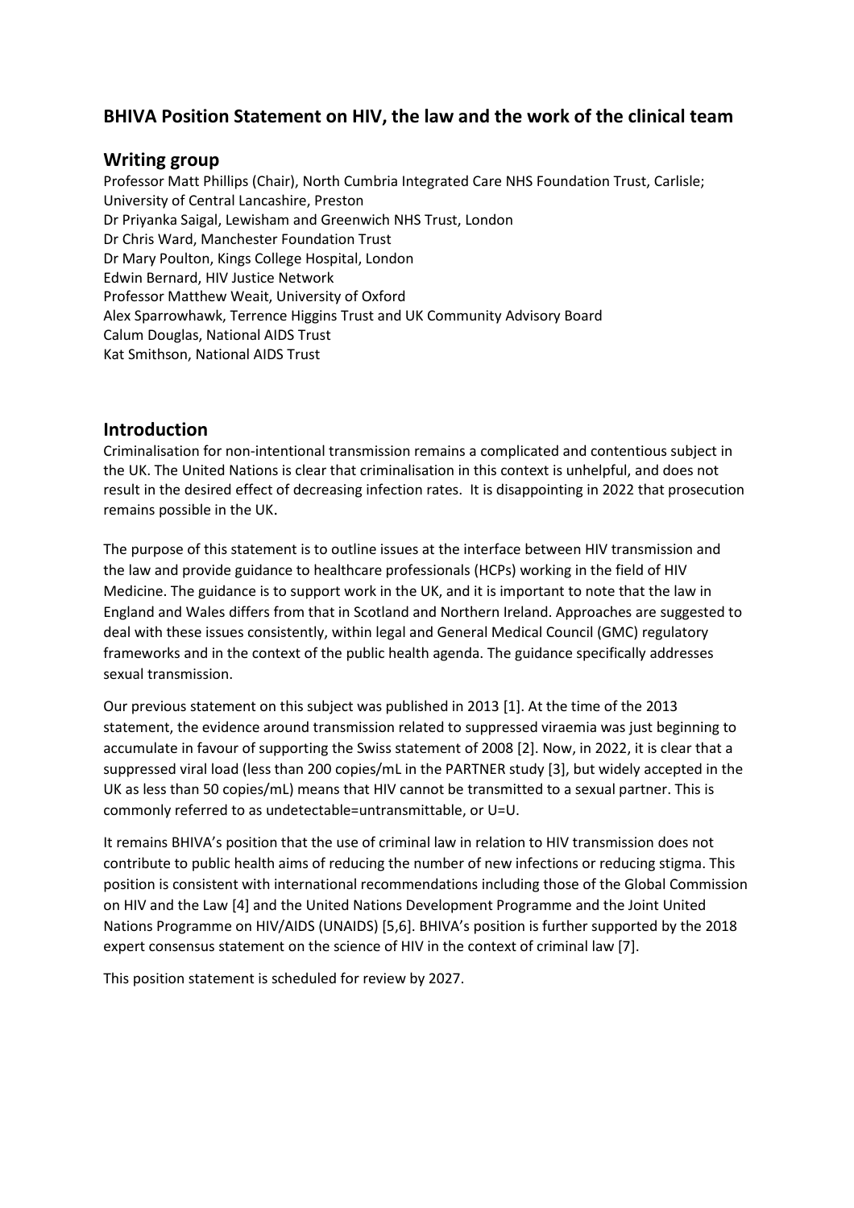# BHIVA Position Statement on HIV, the law and the work of the clinical team

## Writing group

Professor Matt Phillips (Chair), North Cumbria Integrated Care NHS Foundation Trust, Carlisle; University of Central Lancashire, Preston
Dr Priyanka Saigal, Lewisham and Greenwich NHS Trust, London
Dr Chris Ward, Manchester Foundation Trust
Dr Mary Poulton, Kings College Hospital, London
Edwin Bernard, HIV Justice Network
Professor Matthew Weait, University of Oxford
Alex Sparrowhawk, Terrence Higgins Trust and UK Community Advisory Board
Calum Douglas, National AIDS Trust
Kat Smithson, National AIDS Trust

## Introduction

Criminalisation for non-intentional transmission remains a complicated and contentious subject in the UK. The United Nations is clear that criminalisation in this context is unhelpful, and does not result in the desired effect of decreasing infection rates. It is disappointing in 2022 that prosecution remains possible in the UK.

The purpose of this statement is to outline issues at the interface between HIV transmission and the law and provide guidance to healthcare professionals (HCPs) working in the field of HIV Medicine. The guidance is to support work in the UK, and it is important to note that the law in England and Wales differs from that in Scotland and Northern Ireland. Approaches are suggested to deal with these issues consistently, within legal and General Medical Council (GMC) regulatory frameworks and in the context of the public health agenda. The guidance specifically addresses sexual transmission.

Our previous statement on this subject was published in 2013 [1]. At the time of the 2013 statement, the evidence around transmission related to suppressed viraemia was just beginning to accumulate in favour of supporting the Swiss statement of 2008 [2]. Now, in 2022, it is clear that a suppressed viral load (less than 200 copies/mL in the PARTNER study [3], but widely accepted in the UK as less than 50 copies/mL) means that HIV cannot be transmitted to a sexual partner. This is commonly referred to as undetectable=untransmittable, or U=U.

It remains BHIVA's position that the use of criminal law in relation to HIV transmission does not contribute to public health aims of reducing the number of new infections or reducing stigma. This position is consistent with international recommendations including those of the Global Commission on HIV and the Law [4] and the United Nations Development Programme and the Joint United Nations Programme on HIV/AIDS (UNAIDS) [5,6]. BHIVA's position is further supported by the 2018 expert consensus statement on the science of HIV in the context of criminal law [7].

This position statement is scheduled for review by 2027.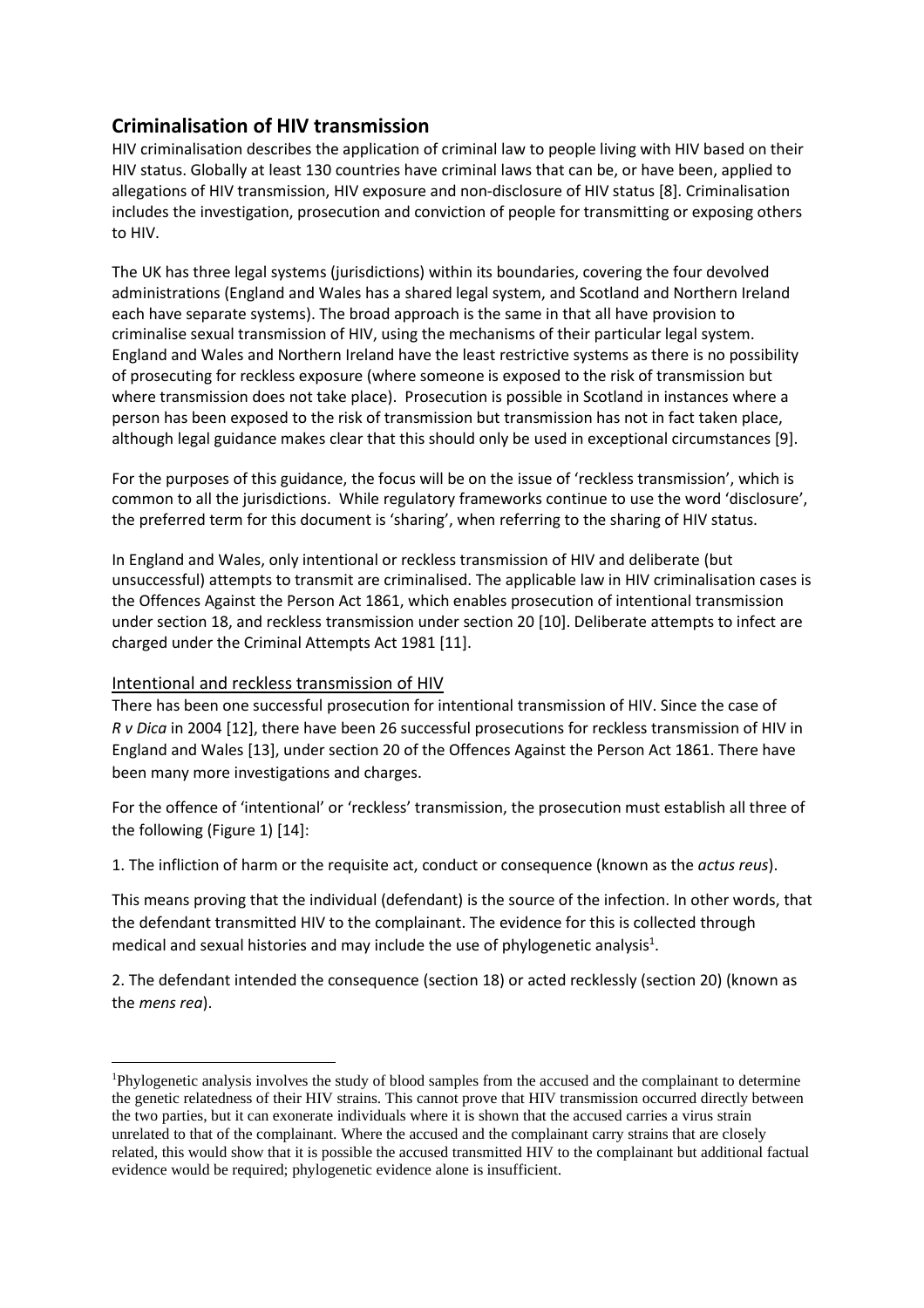## Criminalisation of HIV transmission

HIV criminalisation describes the application of criminal law to people living with HIV based on their HIV status. Globally at least 130 countries have criminal laws that can be, or have been, applied to allegations of HIV transmission, HIV exposure and non-disclosure of HIV status [8]. Criminalisation includes the investigation, prosecution and conviction of people for transmitting or exposing others to HIV.

The UK has three legal systems (jurisdictions) within its boundaries, covering the four devolved administrations (England and Wales has a shared legal system, and Scotland and Northern Ireland each have separate systems). The broad approach is the same in that all have provision to criminalise sexual transmission of HIV, using the mechanisms of their particular legal system. England and Wales and Northern Ireland have the least restrictive systems as there is no possibility of prosecuting for reckless exposure (where someone is exposed to the risk of transmission but where transmission does not take place). Prosecution is possible in Scotland in instances where a person has been exposed to the risk of transmission but transmission has not in fact taken place, although legal guidance makes clear that this should only be used in exceptional circumstances [9].

For the purposes of this guidance, the focus will be on the issue of 'reckless transmission', which is common to all the jurisdictions. While regulatory frameworks continue to use the word 'disclosure', the preferred term for this document is 'sharing', when referring to the sharing of HIV status.

In England and Wales, only intentional or reckless transmission of HIV and deliberate (but unsuccessful) attempts to transmit are criminalised. The applicable law in HIV criminalisation cases is the Offences Against the Person Act 1861, which enables prosecution of intentional transmission under section 18, and reckless transmission under section 20 [10]. Deliberate attempts to infect are charged under the Criminal Attempts Act 1981 [11].

### Intentional and reckless transmission of HIV

There has been one successful prosecution for intentional transmission of HIV. Since the case of *R v Dica* in 2004 [12], there have been 26 successful prosecutions for reckless transmission of HIV in England and Wales [13], under section 20 of the Offences Against the Person Act 1861. There have been many more investigations and charges.

For the offence of 'intentional' or 'reckless' transmission, the prosecution must establish all three of the following (Figure 1) [14]:

1. The infliction of harm or the requisite act, conduct or consequence (known as the *actus reus*).

This means proving that the individual (defendant) is the source of the infection. In other words, that the defendant transmitted HIV to the complainant. The evidence for this is collected through medical and sexual histories and may include the use of phylogenetic analysis[1].

2. The defendant intended the consequence (section 18) or acted recklessly (section 20) (known as the *mens rea*).

[1]Phylogenetic analysis involves the study of blood samples from the accused and the complainant to determine the genetic relatedness of their HIV strains. This cannot prove that HIV transmission occurred directly between the two parties, but it can exonerate individuals where it is shown that the accused carries a virus strain unrelated to that of the complainant. Where the accused and the complainant carry strains that are closely related, this would show that it is possible the accused transmitted HIV to the complainant but additional factual evidence would be required; phylogenetic evidence alone is insufficient.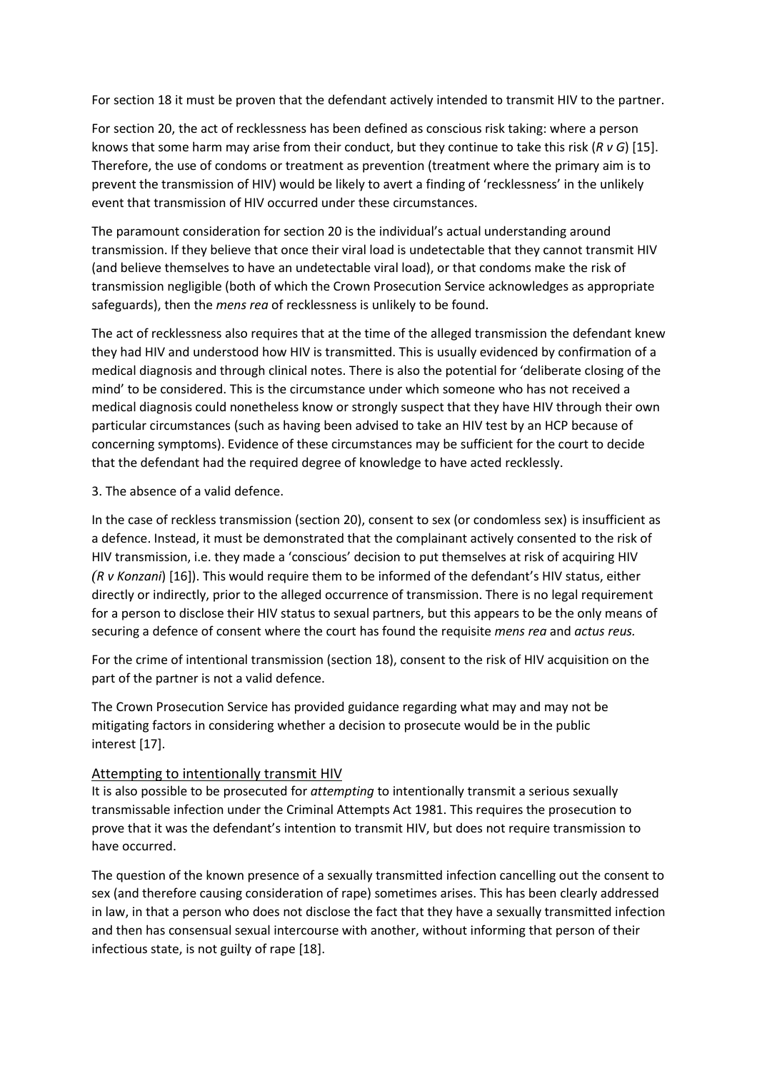For section 18 it must be proven that the defendant actively intended to transmit HIV to the partner.

For section 20, the act of recklessness has been defined as conscious risk taking: where a person knows that some harm may arise from their conduct, but they continue to take this risk (*R v G*) [15]. Therefore, the use of condoms or treatment as prevention (treatment where the primary aim is to prevent the transmission of HIV) would be likely to avert a finding of 'recklessness' in the unlikely event that transmission of HIV occurred under these circumstances.

The paramount consideration for section 20 is the individual's actual understanding around transmission. If they believe that once their viral load is undetectable that they cannot transmit HIV (and believe themselves to have an undetectable viral load), or that condoms make the risk of transmission negligible (both of which the Crown Prosecution Service acknowledges as appropriate safeguards), then the *mens rea* of recklessness is unlikely to be found.

The act of recklessness also requires that at the time of the alleged transmission the defendant knew they had HIV and understood how HIV is transmitted. This is usually evidenced by confirmation of a medical diagnosis and through clinical notes. There is also the potential for 'deliberate closing of the mind' to be considered. This is the circumstance under which someone who has not received a medical diagnosis could nonetheless know or strongly suspect that they have HIV through their own particular circumstances (such as having been advised to take an HIV test by an HCP because of concerning symptoms). Evidence of these circumstances may be sufficient for the court to decide that the defendant had the required degree of knowledge to have acted recklessly.

3. The absence of a valid defence.

In the case of reckless transmission (section 20), consent to sex (or condomless sex) is insufficient as a defence. Instead, it must be demonstrated that the complainant actively consented to the risk of HIV transmission, i.e. they made a 'conscious' decision to put themselves at risk of acquiring HIV (*R v Konzani*) [16]). This would require them to be informed of the defendant's HIV status, either directly or indirectly, prior to the alleged occurrence of transmission. There is no legal requirement for a person to disclose their HIV status to sexual partners, but this appears to be the only means of securing a defence of consent where the court has found the requisite *mens rea* and *actus reus.*

For the crime of intentional transmission (section 18), consent to the risk of HIV acquisition on the part of the partner is not a valid defence.

The Crown Prosecution Service has provided guidance regarding what may and may not be mitigating factors in considering whether a decision to prosecute would be in the public interest [17].

## Attempting to intentionally transmit HIV

It is also possible to be prosecuted for *attempting* to intentionally transmit a serious sexually transmissable infection under the Criminal Attempts Act 1981. This requires the prosecution to prove that it was the defendant's intention to transmit HIV, but does not require transmission to have occurred.

The question of the known presence of a sexually transmitted infection cancelling out the consent to sex (and therefore causing consideration of rape) sometimes arises. This has been clearly addressed in law, in that a person who does not disclose the fact that they have a sexually transmitted infection and then has consensual sexual intercourse with another, without informing that person of their infectious state, is not guilty of rape [18].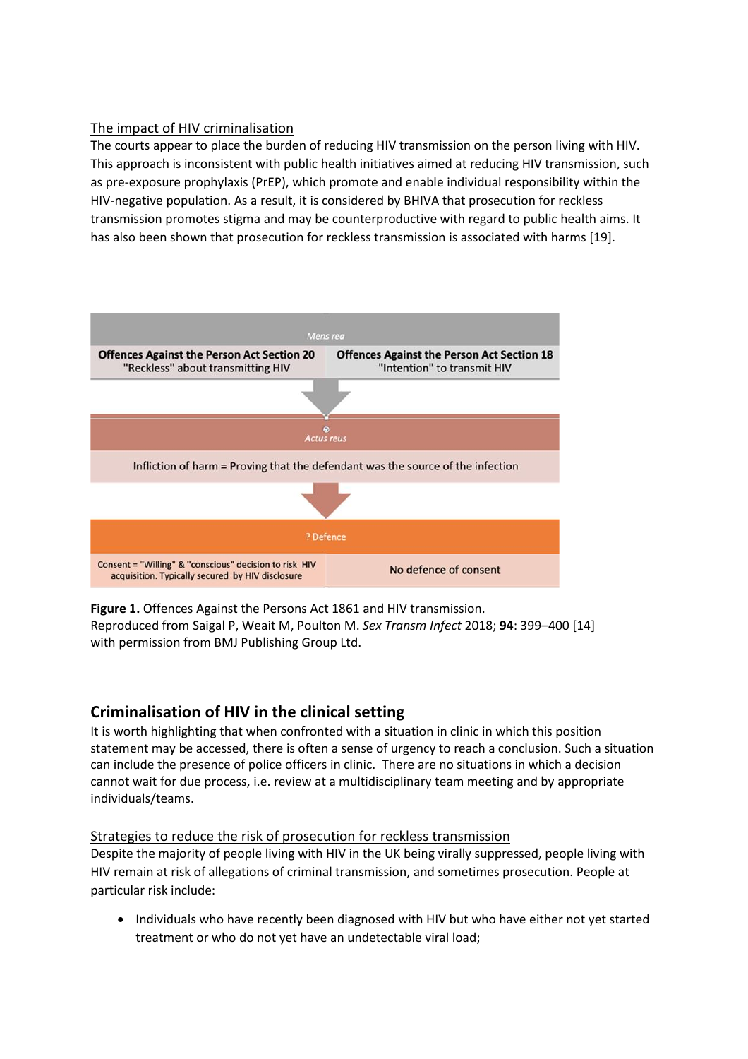## The impact of HIV criminalisation

The courts appear to place the burden of reducing HIV transmission on the person living with HIV. This approach is inconsistent with public health initiatives aimed at reducing HIV transmission, such as pre-exposure prophylaxis (PrEP), which promote and enable individual responsibility within the HIV-negative population. As a result, it is considered by BHIVA that prosecution for reckless transmission promotes stigma and may be counterproductive with regard to public health aims. It has also been shown that prosecution for reckless transmission is associated with harms [19].

*Mens rea*

**Offences Against the Person Act Section 20**
"Reckless" about transmitting HIV

**Offences Against the Person Act Section 18**
"Intention" to transmit HIV

*Actus reus*

Infliction of harm = Proving that the defendant was the source of the infection

? Defence

Consent = "Willing" & "conscious" decision to risk HIV acquisition. Typically secured by HIV disclosure

No defence of consent

**Figure 1.** Offences Against the Persons Act 1861 and HIV transmission.
Reproduced from Saigal P, Weait M, Poulton M. *Sex Transm Infect* 2018; **94**: 399–400 [14] with permission from BMJ Publishing Group Ltd.

# Criminalisation of HIV in the clinical setting

It is worth highlighting that when confronted with a situation in clinic in which this position statement may be accessed, there is often a sense of urgency to reach a conclusion. Such a situation can include the presence of police officers in clinic. There are no situations in which a decision cannot wait for due process, i.e. review at a multidisciplinary team meeting and by appropriate individuals/teams.

## Strategies to reduce the risk of prosecution for reckless transmission

Despite the majority of people living with HIV in the UK being virally suppressed, people living with HIV remain at risk of allegations of criminal transmission, and sometimes prosecution. People at particular risk include:

- Individuals who have recently been diagnosed with HIV but who have either not yet started treatment or who do not yet have an undetectable viral load;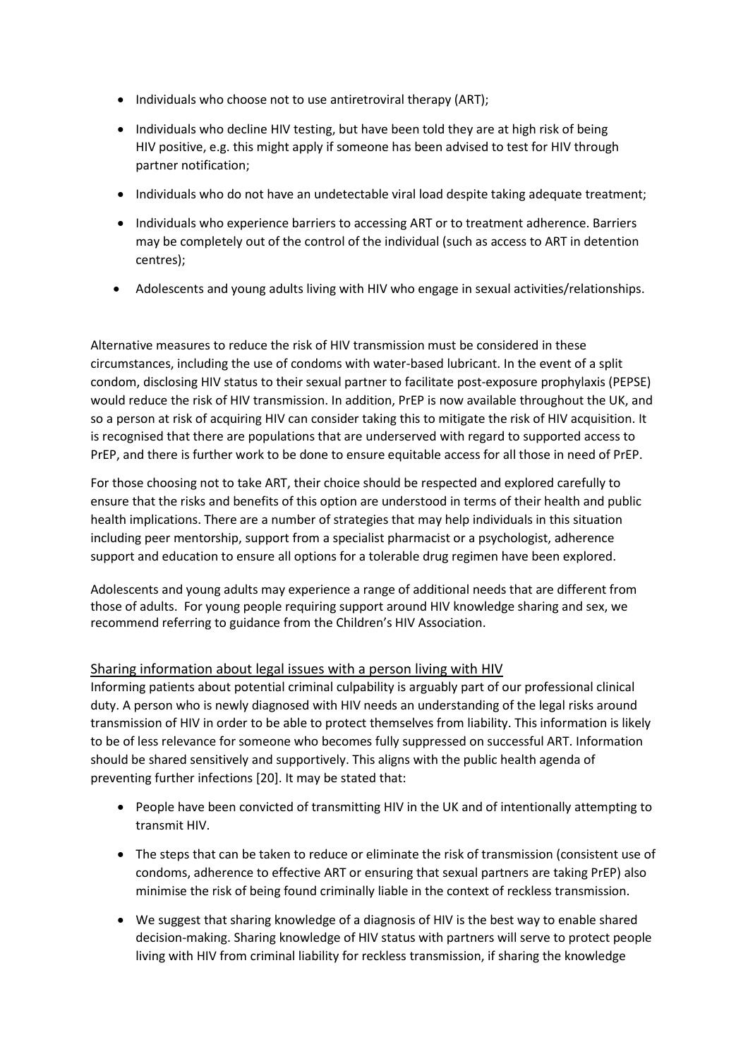- Individuals who choose not to use antiretroviral therapy (ART);
- Individuals who decline HIV testing, but have been told they are at high risk of being HIV positive, e.g. this might apply if someone has been advised to test for HIV through partner notification;
- Individuals who do not have an undetectable viral load despite taking adequate treatment;
- Individuals who experience barriers to accessing ART or to treatment adherence. Barriers may be completely out of the control of the individual (such as access to ART in detention centres);
- Adolescents and young adults living with HIV who engage in sexual activities/relationships.

Alternative measures to reduce the risk of HIV transmission must be considered in these circumstances, including the use of condoms with water-based lubricant. In the event of a split condom, disclosing HIV status to their sexual partner to facilitate post-exposure prophylaxis (PEPSE) would reduce the risk of HIV transmission. In addition, PrEP is now available throughout the UK, and so a person at risk of acquiring HIV can consider taking this to mitigate the risk of HIV acquisition. It is recognised that there are populations that are underserved with regard to supported access to PrEP, and there is further work to be done to ensure equitable access for all those in need of PrEP.

For those choosing not to take ART, their choice should be respected and explored carefully to ensure that the risks and benefits of this option are understood in terms of their health and public health implications. There are a number of strategies that may help individuals in this situation including peer mentorship, support from a specialist pharmacist or a psychologist, adherence support and education to ensure all options for a tolerable drug regimen have been explored.

Adolescents and young adults may experience a range of additional needs that are different from those of adults. For young people requiring support around HIV knowledge sharing and sex, we recommend referring to guidance from the Children's HIV Association.

## Sharing information about legal issues with a person living with HIV

Informing patients about potential criminal culpability is arguably part of our professional clinical duty. A person who is newly diagnosed with HIV needs an understanding of the legal risks around transmission of HIV in order to be able to protect themselves from liability. This information is likely to be of less relevance for someone who becomes fully suppressed on successful ART. Information should be shared sensitively and supportively. This aligns with the public health agenda of preventing further infections [20]. It may be stated that:

- People have been convicted of transmitting HIV in the UK and of intentionally attempting to transmit HIV.
- The steps that can be taken to reduce or eliminate the risk of transmission (consistent use of condoms, adherence to effective ART or ensuring that sexual partners are taking PrEP) also minimise the risk of being found criminally liable in the context of reckless transmission.
- We suggest that sharing knowledge of a diagnosis of HIV is the best way to enable shared decision-making. Sharing knowledge of HIV status with partners will serve to protect people living with HIV from criminal liability for reckless transmission, if sharing the knowledge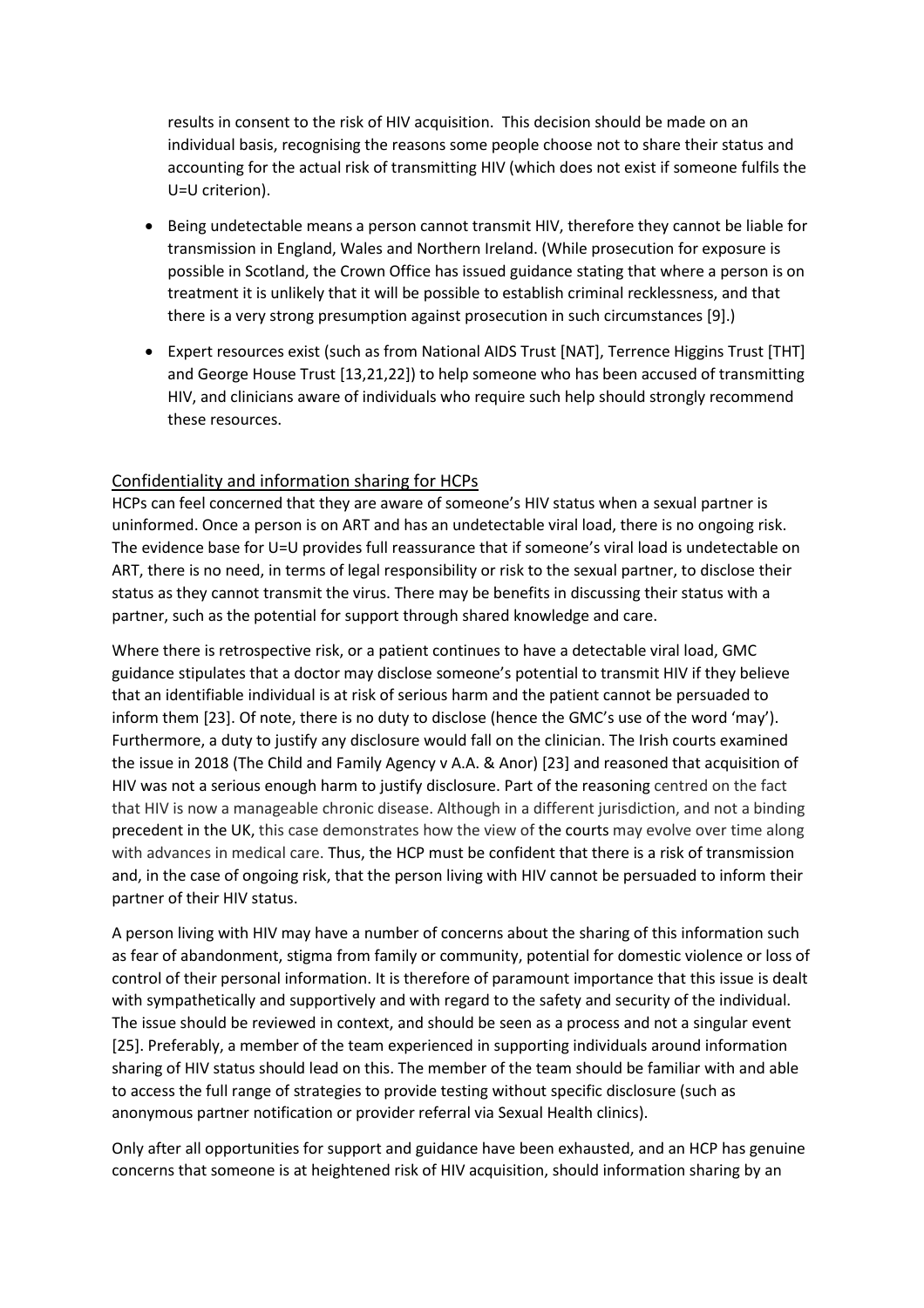results in consent to the risk of HIV acquisition. This decision should be made on an individual basis, recognising the reasons some people choose not to share their status and accounting for the actual risk of transmitting HIV (which does not exist if someone fulfils the U=U criterion).

- Being undetectable means a person cannot transmit HIV, therefore they cannot be liable for transmission in England, Wales and Northern Ireland. (While prosecution for exposure is possible in Scotland, the Crown Office has issued guidance stating that where a person is on treatment it is unlikely that it will be possible to establish criminal recklessness, and that there is a very strong presumption against prosecution in such circumstances [9].)
- Expert resources exist (such as from National AIDS Trust [NAT], Terrence Higgins Trust [THT] and George House Trust [13,21,22]) to help someone who has been accused of transmitting HIV, and clinicians aware of individuals who require such help should strongly recommend these resources.

## Confidentiality and information sharing for HCPs

HCPs can feel concerned that they are aware of someone's HIV status when a sexual partner is uninformed. Once a person is on ART and has an undetectable viral load, there is no ongoing risk. The evidence base for U=U provides full reassurance that if someone's viral load is undetectable on ART, there is no need, in terms of legal responsibility or risk to the sexual partner, to disclose their status as they cannot transmit the virus. There may be benefits in discussing their status with a partner, such as the potential for support through shared knowledge and care.

Where there is retrospective risk, or a patient continues to have a detectable viral load, GMC guidance stipulates that a doctor may disclose someone's potential to transmit HIV if they believe that an identifiable individual is at risk of serious harm and the patient cannot be persuaded to inform them [23]. Of note, there is no duty to disclose (hence the GMC's use of the word 'may'). Furthermore, a duty to justify any disclosure would fall on the clinician. The Irish courts examined the issue in 2018 (The Child and Family Agency v A.A. & Anor) [23] and reasoned that acquisition of HIV was not a serious enough harm to justify disclosure. Part of the reasoning centred on the fact that HIV is now a manageable chronic disease. Although in a different jurisdiction, and not a binding precedent in the UK, this case demonstrates how the view of the courts may evolve over time along with advances in medical care. Thus, the HCP must be confident that there is a risk of transmission and, in the case of ongoing risk, that the person living with HIV cannot be persuaded to inform their partner of their HIV status.

A person living with HIV may have a number of concerns about the sharing of this information such as fear of abandonment, stigma from family or community, potential for domestic violence or loss of control of their personal information. It is therefore of paramount importance that this issue is dealt with sympathetically and supportively and with regard to the safety and security of the individual. The issue should be reviewed in context, and should be seen as a process and not a singular event [25]. Preferably, a member of the team experienced in supporting individuals around information sharing of HIV status should lead on this. The member of the team should be familiar with and able to access the full range of strategies to provide testing without specific disclosure (such as anonymous partner notification or provider referral via Sexual Health clinics).

Only after all opportunities for support and guidance have been exhausted, and an HCP has genuine concerns that someone is at heightened risk of HIV acquisition, should information sharing by an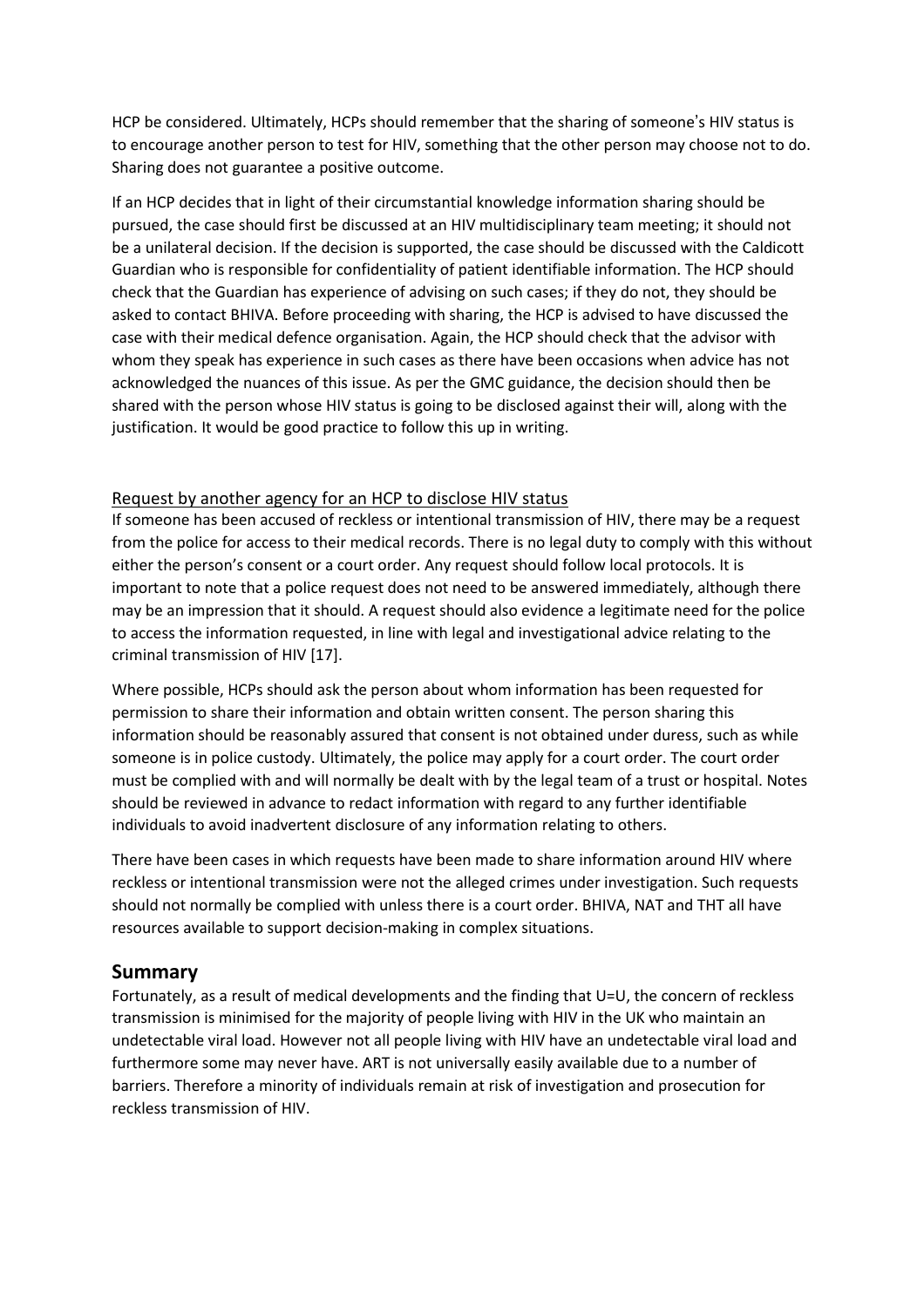HCP be considered. Ultimately, HCPs should remember that the sharing of someone's HIV status is to encourage another person to test for HIV, something that the other person may choose not to do. Sharing does not guarantee a positive outcome.

If an HCP decides that in light of their circumstantial knowledge information sharing should be pursued, the case should first be discussed at an HIV multidisciplinary team meeting; it should not be a unilateral decision. If the decision is supported, the case should be discussed with the Caldicott Guardian who is responsible for confidentiality of patient identifiable information. The HCP should check that the Guardian has experience of advising on such cases; if they do not, they should be asked to contact BHIVA. Before proceeding with sharing, the HCP is advised to have discussed the case with their medical defence organisation. Again, the HCP should check that the advisor with whom they speak has experience in such cases as there have been occasions when advice has not acknowledged the nuances of this issue. As per the GMC guidance, the decision should then be shared with the person whose HIV status is going to be disclosed against their will, along with the justification. It would be good practice to follow this up in writing.

### Request by another agency for an HCP to disclose HIV status

If someone has been accused of reckless or intentional transmission of HIV, there may be a request from the police for access to their medical records. There is no legal duty to comply with this without either the person's consent or a court order. Any request should follow local protocols. It is important to note that a police request does not need to be answered immediately, although there may be an impression that it should. A request should also evidence a legitimate need for the police to access the information requested, in line with legal and investigational advice relating to the criminal transmission of HIV [17].

Where possible, HCPs should ask the person about whom information has been requested for permission to share their information and obtain written consent. The person sharing this information should be reasonably assured that consent is not obtained under duress, such as while someone is in police custody. Ultimately, the police may apply for a court order. The court order must be complied with and will normally be dealt with by the legal team of a trust or hospital. Notes should be reviewed in advance to redact information with regard to any further identifiable individuals to avoid inadvertent disclosure of any information relating to others.

There have been cases in which requests have been made to share information around HIV where reckless or intentional transmission were not the alleged crimes under investigation. Such requests should not normally be complied with unless there is a court order. BHIVA, NAT and THT all have resources available to support decision-making in complex situations.

## Summary

Fortunately, as a result of medical developments and the finding that U=U, the concern of reckless transmission is minimised for the majority of people living with HIV in the UK who maintain an undetectable viral load. However not all people living with HIV have an undetectable viral load and furthermore some may never have. ART is not universally easily available due to a number of barriers. Therefore a minority of individuals remain at risk of investigation and prosecution for reckless transmission of HIV.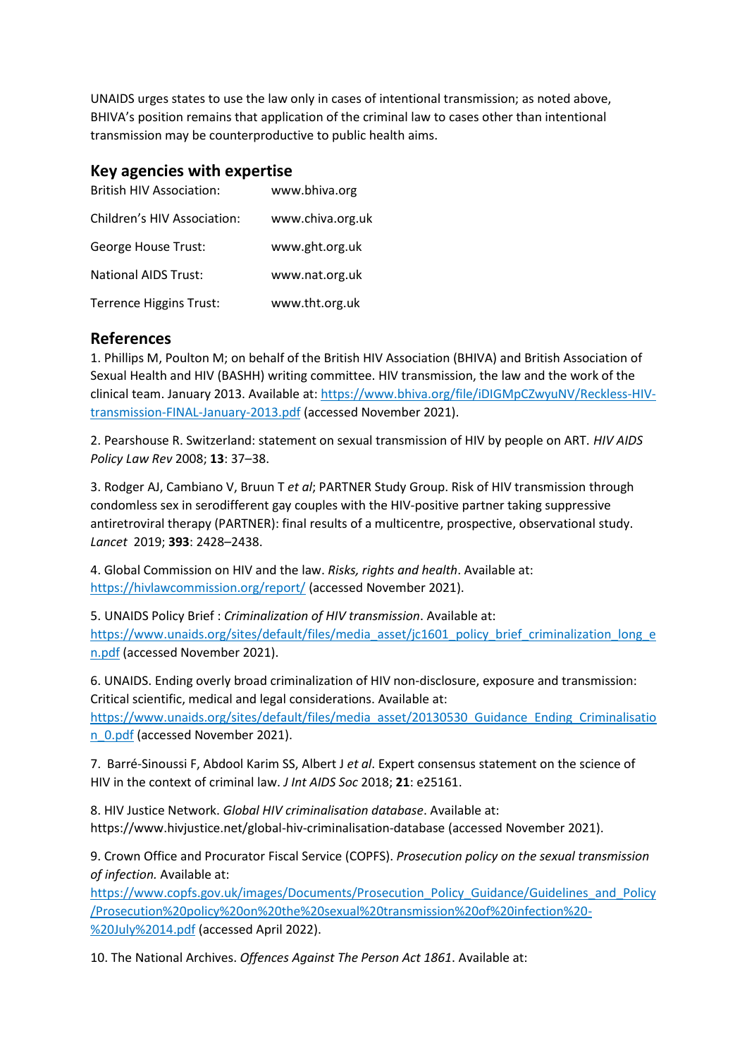UNAIDS urges states to use the law only in cases of intentional transmission; as noted above, BHIVA's position remains that application of the criminal law to cases other than intentional transmission may be counterproductive to public health aims.

## Key agencies with expertise

| | |
|---|---|
| British HIV Association: | www.bhiva.org |
| Children's HIV Association: | www.chiva.org.uk |
| George House Trust: | www.ght.org.uk |
| National AIDS Trust: | www.nat.org.uk |
| Terrence Higgins Trust: | www.tht.org.uk |

## References

1. Phillips M, Poulton M; on behalf of the British HIV Association (BHIVA) and British Association of Sexual Health and HIV (BASHH) writing committee. HIV transmission, the law and the work of the clinical team. January 2013. Available at: https://www.bhiva.org/file/iDIGMpCZwyuNV/Reckless-HIV-transmission-FINAL-January-2013.pdf (accessed November 2021).

2. Pearshouse R. Switzerland: statement on sexual transmission of HIV by people on ART. *HIV AIDS Policy Law Rev* 2008; **13**: 37–38.

3. Rodger AJ, Cambiano V, Bruun T *et al*; PARTNER Study Group. Risk of HIV transmission through condomless sex in serodifferent gay couples with the HIV-positive partner taking suppressive antiretroviral therapy (PARTNER): final results of a multicentre, prospective, observational study. *Lancet* 2019; **393**: 2428–2438.

4. Global Commission on HIV and the law. *Risks, rights and health*. Available at: https://hivlawcommission.org/report/ (accessed November 2021).

5. UNAIDS Policy Brief : *Criminalization of HIV transmission*. Available at: https://www.unaids.org/sites/default/files/media_asset/jc1601_policy_brief_criminalization_long_en.pdf (accessed November 2021).

6. UNAIDS. Ending overly broad criminalization of HIV non-disclosure, exposure and transmission: Critical scientific, medical and legal considerations. Available at: https://www.unaids.org/sites/default/files/media_asset/20130530_Guidance_Ending_Criminalisation_0.pdf (accessed November 2021).

7. Barré-Sinoussi F, Abdool Karim SS, Albert J *et al*. Expert consensus statement on the science of HIV in the context of criminal law. *J Int AIDS Soc* 2018; **21**: e25161.

8. HIV Justice Network. *Global HIV criminalisation database*. Available at: https://www.hivjustice.net/global-hiv-criminalisation-database (accessed November 2021).

9. Crown Office and Procurator Fiscal Service (COPFS). *Prosecution policy on the sexual transmission of infection.* Available at: https://www.copfs.gov.uk/images/Documents/Prosecution_Policy_Guidance/Guidelines_and_Policy/Prosecution%20policy%20on%20the%20sexual%20transmission%20of%20infection%20-%20July%2014.pdf (accessed April 2022).

10. The National Archives. *Offences Against The Person Act 1861*. Available at: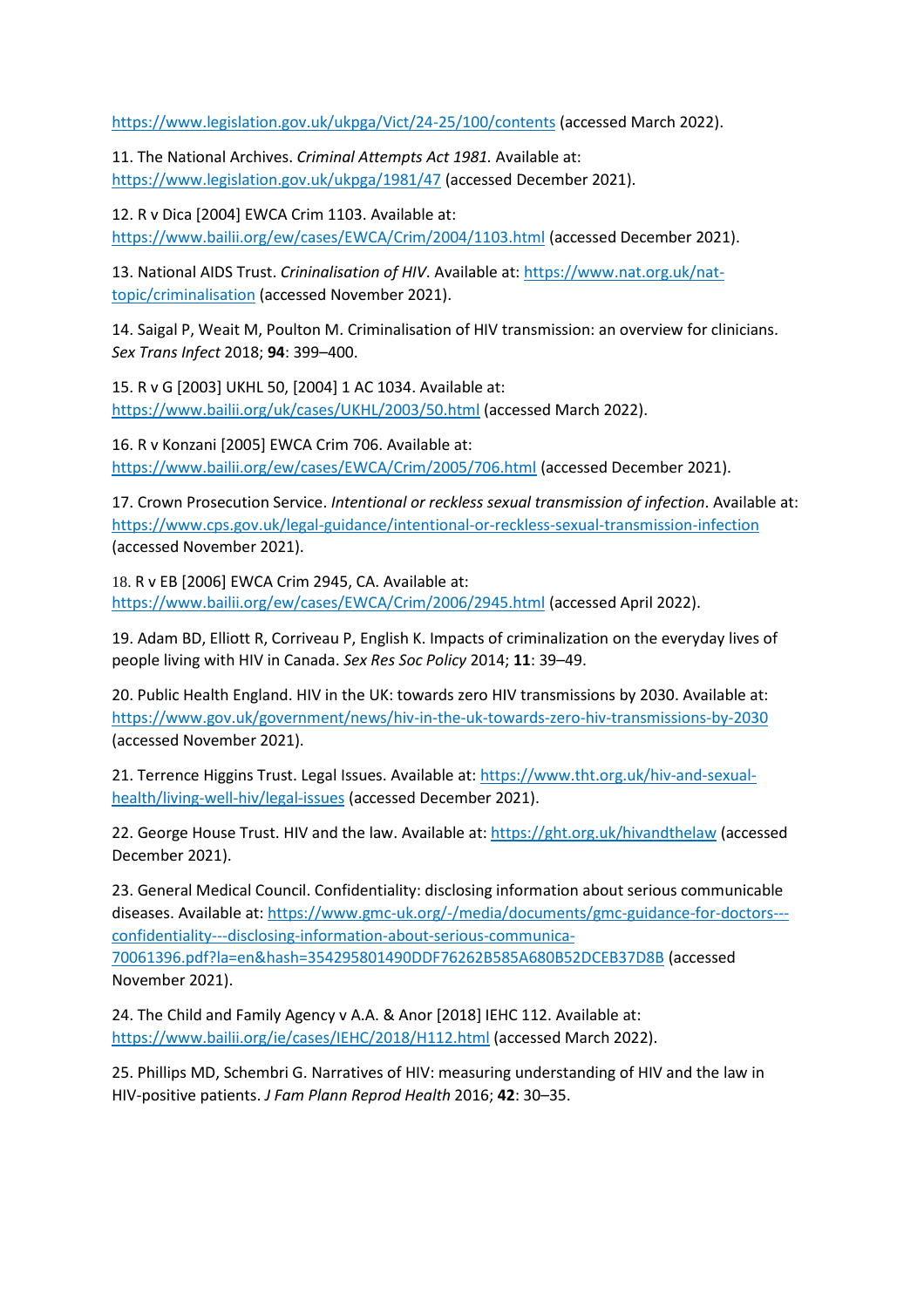https://www.legislation.gov.uk/ukpga/Vict/24-25/100/contents (accessed March 2022).

11. The National Archives. *Criminal Attempts Act 1981.* Available at: https://www.legislation.gov.uk/ukpga/1981/47 (accessed December 2021).

12. R v Dica [2004] EWCA Crim 1103. Available at: https://www.bailii.org/ew/cases/EWCA/Crim/2004/1103.html (accessed December 2021).

13. National AIDS Trust. *Crininalisation of HIV*. Available at: https://www.nat.org.uk/nat-topic/criminalisation (accessed November 2021).

14. Saigal P, Weait M, Poulton M. Criminalisation of HIV transmission: an overview for clinicians. *Sex Trans Infect* 2018; **94**: 399–400.

15. R v G [2003] UKHL 50, [2004] 1 AC 1034. Available at: https://www.bailii.org/uk/cases/UKHL/2003/50.html (accessed March 2022).

16. R v Konzani [2005] EWCA Crim 706. Available at: https://www.bailii.org/ew/cases/EWCA/Crim/2005/706.html (accessed December 2021).

17. Crown Prosecution Service. *Intentional or reckless sexual transmission of infection*. Available at: https://www.cps.gov.uk/legal-guidance/intentional-or-reckless-sexual-transmission-infection (accessed November 2021).

18. R v EB [2006] EWCA Crim 2945, CA. Available at: https://www.bailii.org/ew/cases/EWCA/Crim/2006/2945.html (accessed April 2022).

19. Adam BD, Elliott R, Corriveau P, English K. Impacts of criminalization on the everyday lives of people living with HIV in Canada. *Sex Res Soc Policy* 2014; **11**: 39–49.

20. Public Health England. HIV in the UK: towards zero HIV transmissions by 2030. Available at: https://www.gov.uk/government/news/hiv-in-the-uk-towards-zero-hiv-transmissions-by-2030 (accessed November 2021).

21. Terrence Higgins Trust. Legal Issues. Available at: https://www.tht.org.uk/hiv-and-sexual-health/living-well-hiv/legal-issues (accessed December 2021).

22. George House Trust. HIV and the law. Available at: https://ght.org.uk/hivandthelaw (accessed December 2021).

23. General Medical Council. Confidentiality: disclosing information about serious communicable diseases. Available at: https://www.gmc-uk.org/-/media/documents/gmc-guidance-for-doctors---confidentiality---disclosing-information-about-serious-communica-70061396.pdf?la=en&hash=354295801490DDF76262B585A680B52DCEB37D8B (accessed November 2021).

24. The Child and Family Agency v A.A. & Anor [2018] IEHC 112. Available at: https://www.bailii.org/ie/cases/IEHC/2018/H112.html (accessed March 2022).

25. Phillips MD, Schembri G. Narratives of HIV: measuring understanding of HIV and the law in HIV-positive patients. *J Fam Plann Reprod Health* 2016; **42**: 30–35.